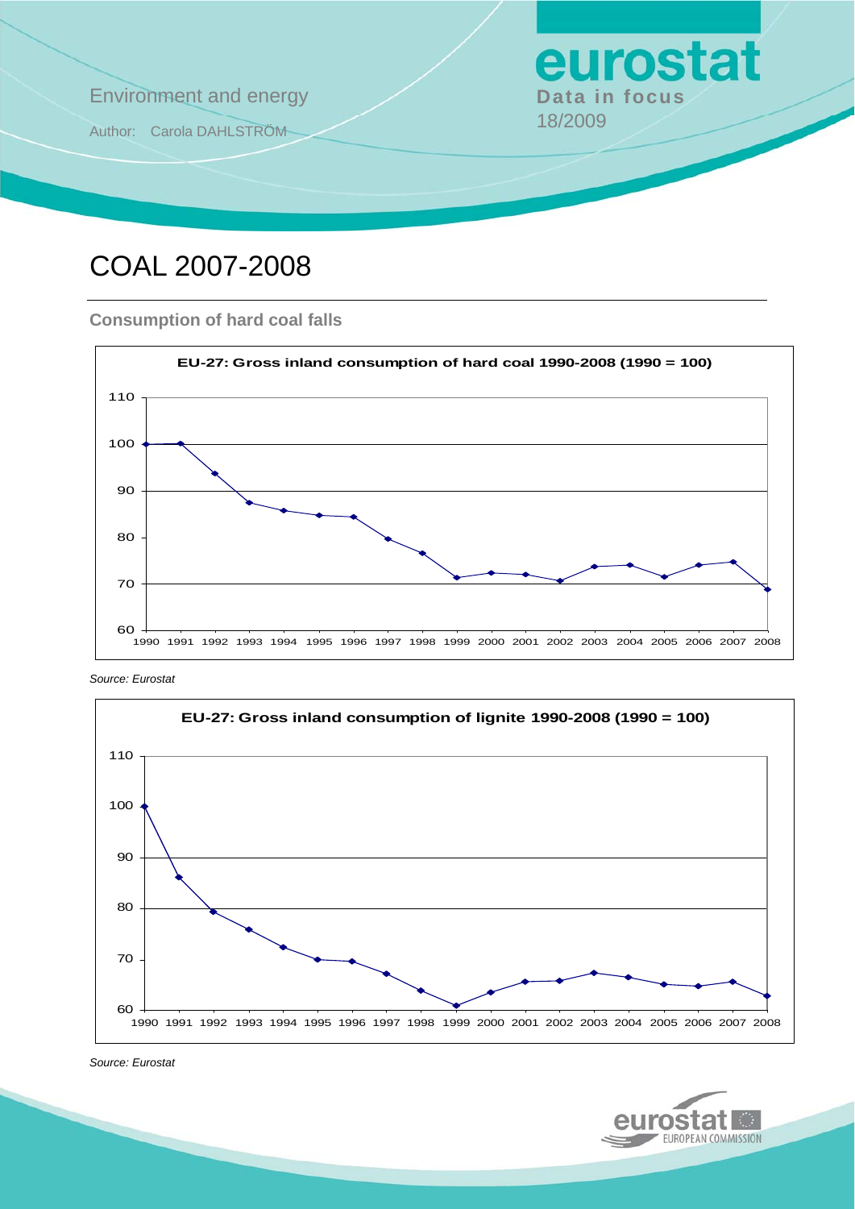Environment and energy

Author: Carola DAHLSTRÖM

**eurostat**
**Data in focus**
18/2009

# COAL 2007-2008

## Consumption of hard coal falls

**EU-27: Gross inland consumption of hard coal 1990-2008 (1990 = 100)**

*Source: Eurostat*

**EU-27: Gross inland consumption of lignite 1990-2008 (1990 = 100)**

*Source: Eurostat*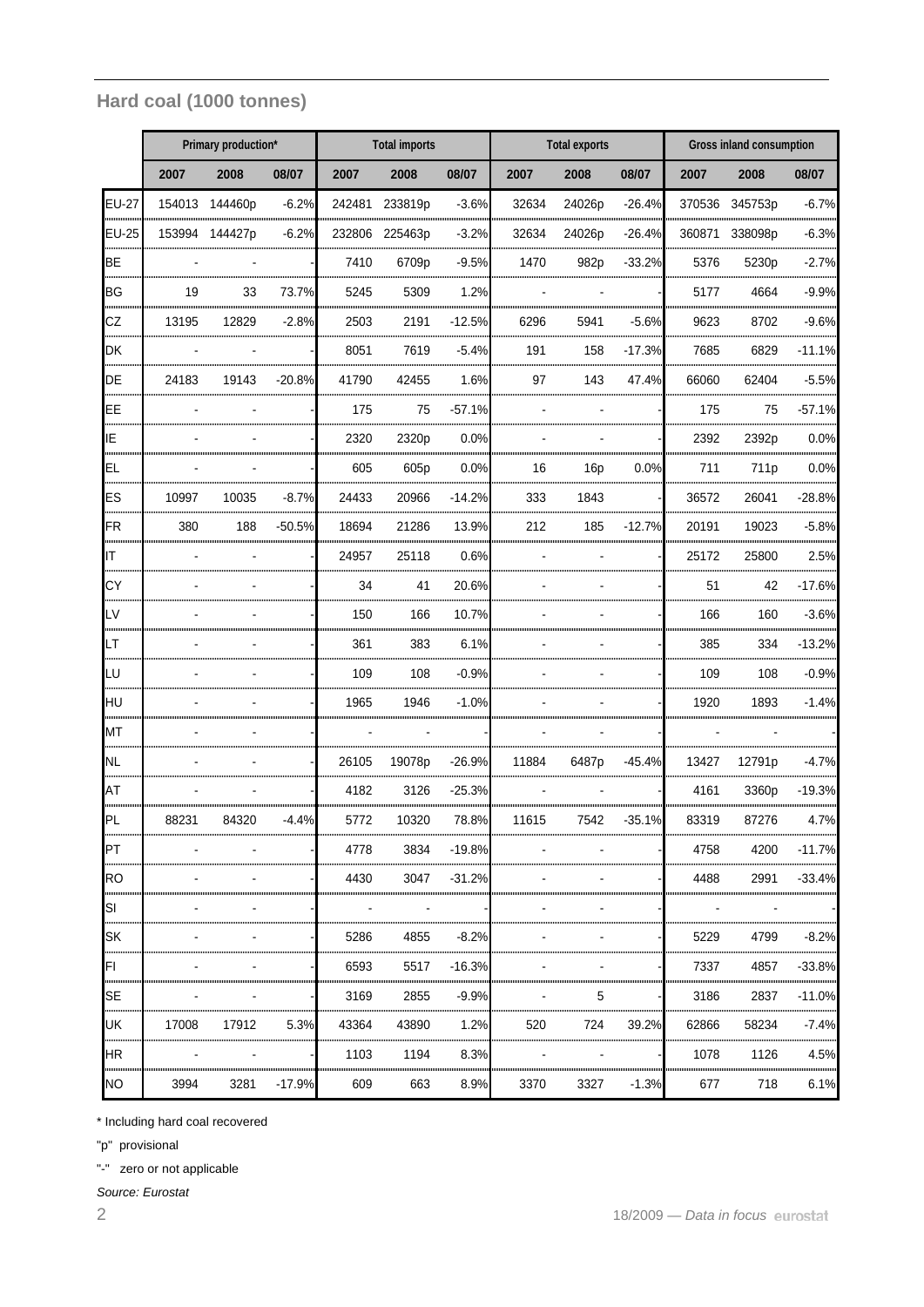## Hard coal (1000 tonnes)

| | Primary production* | | | Total imports | | | Total exports | | | Gross inland consumption | | |
|---|---|---|---|---|---|---|---|---|---|---|---|---|
| | 2007 | 2008 | 08/07 | 2007 | 2008 | 08/07 | 2007 | 2008 | 08/07 | 2007 | 2008 | 08/07 |
| EU-27 | 154013 | 144460p | -6.2% | 242481 | 233819p | -3.6% | 32634 | 24026p | -26.4% | 370536 | 345753p | -6.7% |
| EU-25 | 153994 | 144427p | -6.2% | 232806 | 225463p | -3.2% | 32634 | 24026p | -26.4% | 360871 | 338098p | -6.3% |
| BE | - | - | - | 7410 | 6709p | -9.5% | 1470 | 982p | -33.2% | 5376 | 5230p | -2.7% |
| BG | 19 | 33 | 73.7% | 5245 | 5309 | 1.2% | - | - | - | 5177 | 4664 | -9.9% |
| CZ | 13195 | 12829 | -2.8% | 2503 | 2191 | -12.5% | 6296 | 5941 | -5.6% | 9623 | 8702 | -9.6% |
| DK | - | - | - | 8051 | 7619 | -5.4% | 191 | 158 | -17.3% | 7685 | 6829 | -11.1% |
| DE | 24183 | 19143 | -20.8% | 41790 | 42455 | 1.6% | 97 | 143 | 47.4% | 66060 | 62404 | -5.5% |
| EE | - | - | - | 175 | 75 | -57.1% | - | - | - | 175 | 75 | -57.1% |
| IE | - | - | - | 2320 | 2320p | 0.0% | - | - | - | 2392 | 2392p | 0.0% |
| EL | - | - | - | 605 | 605p | 0.0% | 16 | 16p | 0.0% | 711 | 711p | 0.0% |
| ES | 10997 | 10035 | -8.7% | 24433 | 20966 | -14.2% | 333 | 1843 | - | 36572 | 26041 | -28.8% |
| FR | 380 | 188 | -50.5% | 18694 | 21286 | 13.9% | 212 | 185 | -12.7% | 20191 | 19023 | -5.8% |
| IT | - | - | - | 24957 | 25118 | 0.6% | - | - | - | 25172 | 25800 | 2.5% |
| CY | - | - | - | 34 | 41 | 20.6% | - | - | - | 51 | 42 | -17.6% |
| LV | - | - | - | 150 | 166 | 10.7% | - | - | - | 166 | 160 | -3.6% |
| LT | - | - | - | 361 | 383 | 6.1% | - | - | - | 385 | 334 | -13.2% |
| LU | - | - | - | 109 | 108 | -0.9% | - | - | - | 109 | 108 | -0.9% |
| HU | - | - | - | 1965 | 1946 | -1.0% | - | - | - | 1920 | 1893 | -1.4% |
| MT | - | - | - | - | - | - | - | - | - | - | - | - |
| NL | - | - | - | 26105 | 19078p | -26.9% | 11884 | 6487p | -45.4% | 13427 | 12791p | -4.7% |
| AT | - | - | - | 4182 | 3126 | -25.3% | - | - | - | 4161 | 3360p | -19.3% |
| PL | 88231 | 84320 | -4.4% | 5772 | 10320 | 78.8% | 11615 | 7542 | -35.1% | 83319 | 87276 | 4.7% |
| PT | - | - | - | 4778 | 3834 | -19.8% | - | - | - | 4758 | 4200 | -11.7% |
| RO | - | - | - | 4430 | 3047 | -31.2% | - | - | - | 4488 | 2991 | -33.4% |
| SI | - | - | - | - | - | - | - | - | - | - | - | - |
| SK | - | - | - | 5286 | 4855 | -8.2% | - | - | - | 5229 | 4799 | -8.2% |
| FI | - | - | - | 6593 | 5517 | -16.3% | - | - | - | 7337 | 4857 | -33.8% |
| SE | - | - | - | 3169 | 2855 | -9.9% | - | 5 | - | 3186 | 2837 | -11.0% |
| UK | 17008 | 17912 | 5.3% | 43364 | 43890 | 1.2% | 520 | 724 | 39.2% | 62866 | 58234 | -7.4% |
| HR | - | - | - | 1103 | 1194 | 8.3% | - | - | - | 1078 | 1126 | 4.5% |
| NO | 3994 | 3281 | -17.9% | 609 | 663 | 8.9% | 3370 | 3327 | -1.3% | 677 | 718 | 6.1% |

\* Including hard coal recovered

"p" provisional

"-" zero or not applicable

*Source: Eurostat*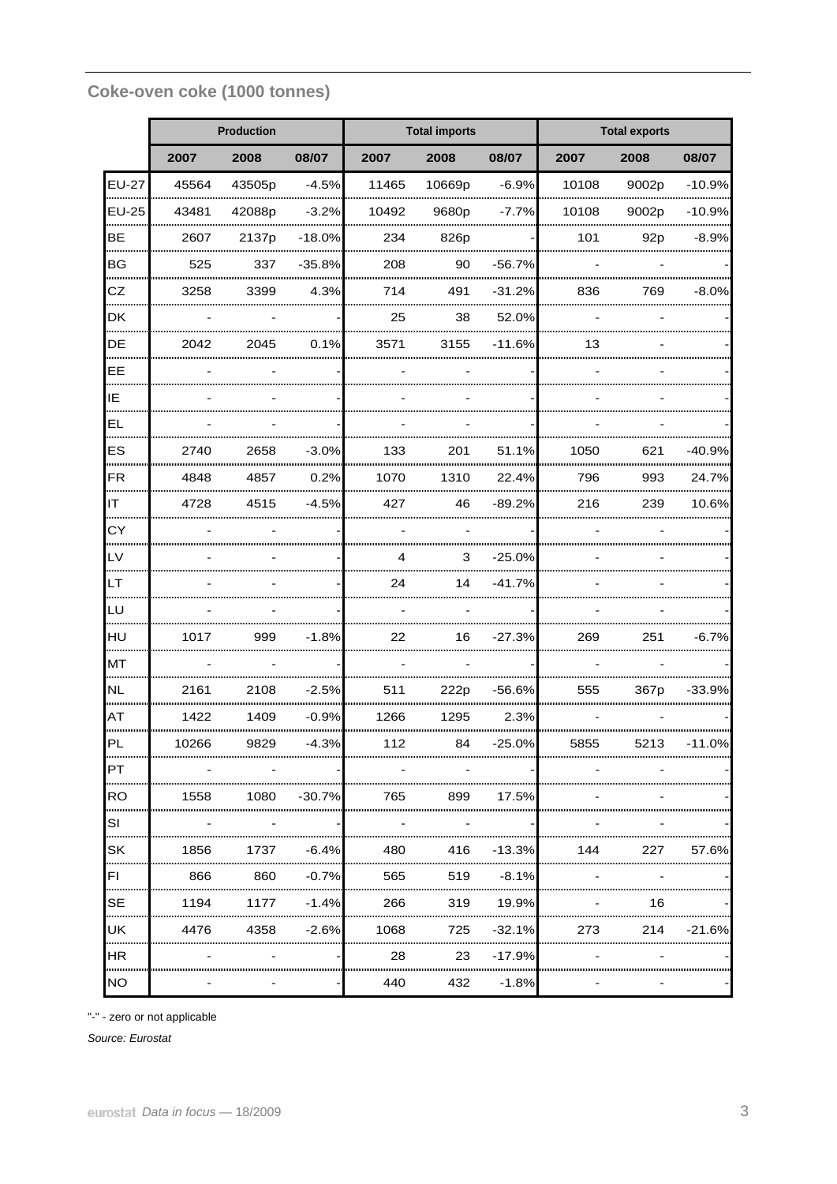## Coke-oven coke (1000 tonnes)

| | Production | | | Total imports | | | Total exports | | |
|---|---|---|---|---|---|---|---|---|---|
| | 2007 | 2008 | 08/07 | 2007 | 2008 | 08/07 | 2007 | 2008 | 08/07 |
| EU-27 | 45564 | 43505p | -4.5% | 11465 | 10669p | -6.9% | 10108 | 9002p | -10.9% |
| EU-25 | 43481 | 42088p | -3.2% | 10492 | 9680p | -7.7% | 10108 | 9002p | -10.9% |
| BE | 2607 | 2137p | -18.0% | 234 | 826p | - | 101 | 92p | -8.9% |
| BG | 525 | 337 | -35.8% | 208 | 90 | -56.7% | - | - | - |
| CZ | 3258 | 3399 | 4.3% | 714 | 491 | -31.2% | 836 | 769 | -8.0% |
| DK | - | - | - | 25 | 38 | 52.0% | - | - | - |
| DE | 2042 | 2045 | 0.1% | 3571 | 3155 | -11.6% | 13 | - | - |
| EE | - | - | - | - | - | - | - | - | - |
| IE | - | - | - | - | - | - | - | - | - |
| EL | - | - | - | - | - | - | - | - | - |
| ES | 2740 | 2658 | -3.0% | 133 | 201 | 51.1% | 1050 | 621 | -40.9% |
| FR | 4848 | 4857 | 0.2% | 1070 | 1310 | 22.4% | 796 | 993 | 24.7% |
| IT | 4728 | 4515 | -4.5% | 427 | 46 | -89.2% | 216 | 239 | 10.6% |
| CY | - | - | - | - | - | - | - | - | - |
| LV | - | - | - | 4 | 3 | -25.0% | - | - | - |
| LT | - | - | - | 24 | 14 | -41.7% | - | - | - |
| LU | - | - | - | - | - | - | - | - | - |
| HU | 1017 | 999 | -1.8% | 22 | 16 | -27.3% | 269 | 251 | -6.7% |
| MT | - | - | - | - | - | - | - | - | - |
| NL | 2161 | 2108 | -2.5% | 511 | 222p | -56.6% | 555 | 367p | -33.9% |
| AT | 1422 | 1409 | -0.9% | 1266 | 1295 | 2.3% | - | - | - |
| PL | 10266 | 9829 | -4.3% | 112 | 84 | -25.0% | 5855 | 5213 | -11.0% |
| PT | - | - | - | - | - | - | - | - | - |
| RO | 1558 | 1080 | -30.7% | 765 | 899 | 17.5% | - | - | - |
| SI | - | - | - | - | - | - | - | - | - |
| SK | 1856 | 1737 | -6.4% | 480 | 416 | -13.3% | 144 | 227 | 57.6% |
| FI | 866 | 860 | -0.7% | 565 | 519 | -8.1% | - | - | - |
| SE | 1194 | 1177 | -1.4% | 266 | 319 | 19.9% | - | 16 | - |
| UK | 4476 | 4358 | -2.6% | 1068 | 725 | -32.1% | 273 | 214 | -21.6% |
| HR | - | - | - | 28 | 23 | -17.9% | - | - | - |
| NO | - | - | - | 440 | 432 | -1.8% | - | - | - |

"-" - zero or not applicable

*Source: Eurostat*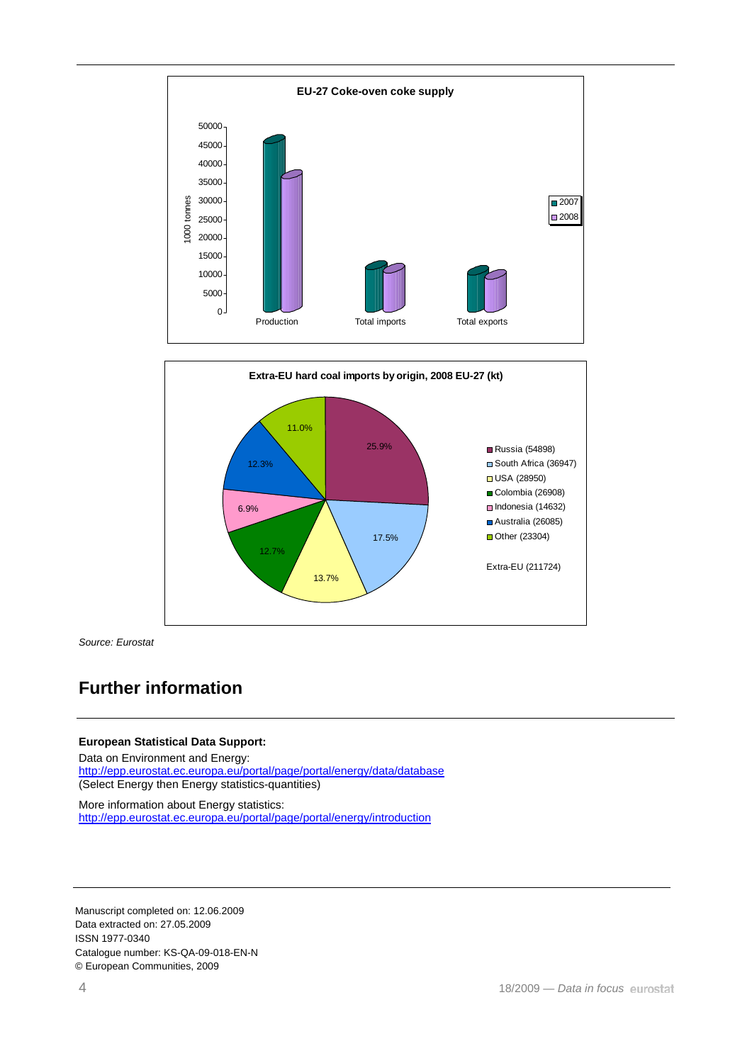**EU-27 Coke-oven coke supply**

1000 tonnes

50000
45000
40000
35000
30000
25000
20000
15000
10000
5000
0

Production
Total imports
Total exports

2007
2008

**Extra-EU hard coal imports by origin, 2008 EU-27 (kt)**

25.9%
17.5%
13.7%
12.7%
6.9%
12.3%
11.0%

Russia (54898)
South Africa (36947)
USA (28950)
Colombia (26908)
Indonesia (14632)
Australia (26085)
Other (23304)

Extra-EU (211724)

*Source: Eurostat*

## Further information

**European Statistical Data Support:**

Data on Environment and Energy:
http://epp.eurostat.ec.europa.eu/portal/page/portal/energy/data/database
(Select Energy then Energy statistics-quantities)

More information about Energy statistics:
http://epp.eurostat.ec.europa.eu/portal/page/portal/energy/introduction

Manuscript completed on: 12.06.2009
Data extracted on: 27.05.2009
ISSN 1977-0340
Catalogue number: KS-QA-09-018-EN-N
© European Communities, 2009